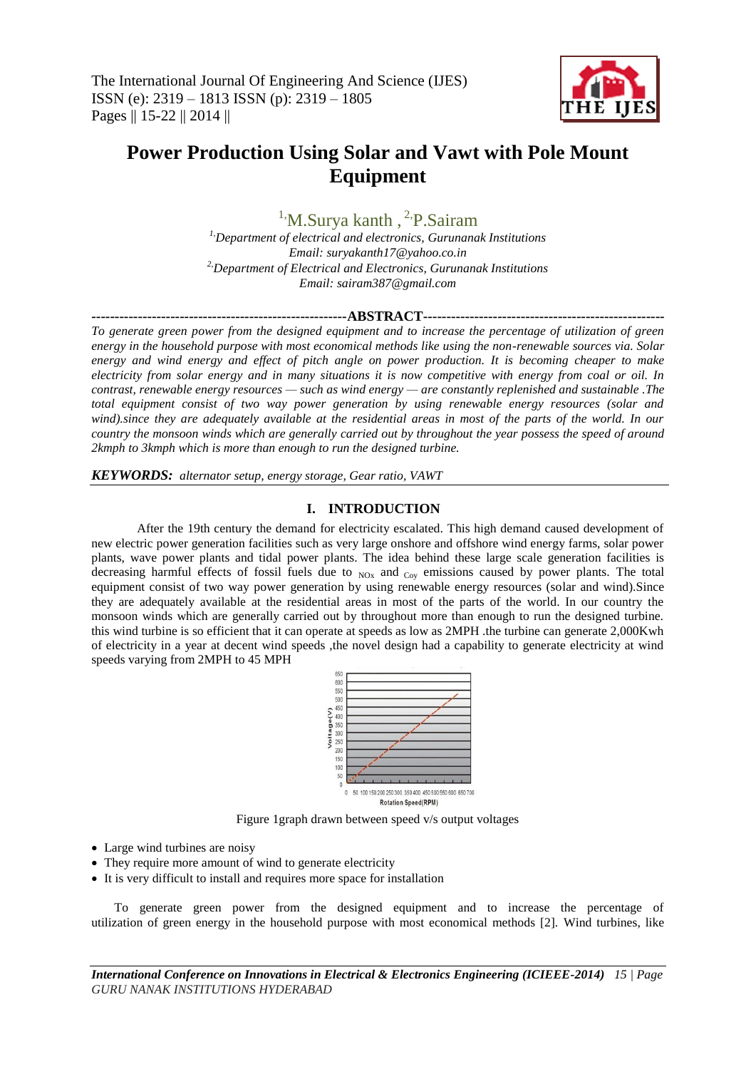# Power Production Using Solar and Vawt with Pole Mount Equipment

[1,]M.Surya kanth , [2,]P.Sairam

[1,]*Department of electrical and electronics, Gurunanak Institutions*
*Email: suryakanth17@yahoo.co.in*
[2,]*Department of Electrical and Electronics, Gurunanak Institutions*
*Email: sairam387@gmail.com*

## ABSTRACT

*To generate green power from the designed equipment and to increase the percentage of utilization of green energy in the household purpose with most economical methods like using the non-renewable sources via. Solar energy and wind energy and effect of pitch angle on power production. It is becoming cheaper to make electricity from solar energy and in many situations it is now competitive with energy from coal or oil. In contrast, renewable energy resources — such as wind energy — are constantly replenished and sustainable .The total equipment consist of two way power generation by using renewable energy resources (solar and wind).since they are adequately available at the residential areas in most of the parts of the world. In our country the monsoon winds which are generally carried out by throughout the year possess the speed of around 2kmph to 3kmph which is more than enough to run the designed turbine.*

***KEYWORDS:*** *alternator setup, energy storage, Gear ratio, VAWT*

## I. INTRODUCTION

After the 19th century the demand for electricity escalated. This high demand caused development of new electric power generation facilities such as very large onshore and offshore wind energy farms, solar power plants, wave power plants and tidal power plants. The idea behind these large scale generation facilities is decreasing harmful effects of fossil fuels due to $_{NOx}$ and $_{Coy}$ emissions caused by power plants. The total equipment consist of two way power generation by using renewable energy resources (solar and wind).Since they are adequately available at the residential areas in most of the parts of the world. In our country the monsoon winds which are generally carried out by throughout more than enough to run the designed turbine. this wind turbine is so efficient that it can operate at speeds as low as 2MPH .the turbine can generate 2,000Kwh of electricity in a year at decent wind speeds ,the novel design had a capability to generate electricity at wind speeds varying from 2MPH to 45 MPH

Figure 1graph drawn between speed v/s output voltages

- Large wind turbines are noisy
- They require more amount of wind to generate electricity
- It is very difficult to install and requires more space for installation

To generate green power from the designed equipment and to increase the percentage of utilization of green energy in the household purpose with most economical methods [2]. Wind turbines, like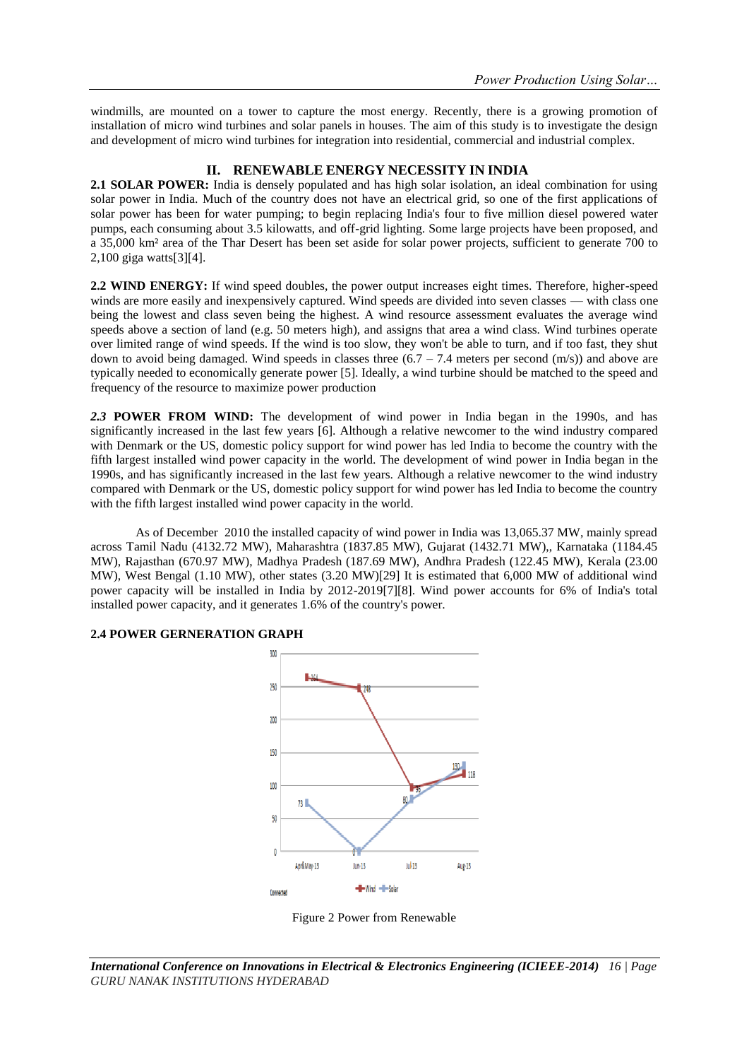windmills, are mounted on a tower to capture the most energy. Recently, there is a growing promotion of installation of micro wind turbines and solar panels in houses. The aim of this study is to investigate the design and development of micro wind turbines for integration into residential, commercial and industrial complex.

## II. RENEWABLE ENERGY NECESSITY IN INDIA

**2.1 SOLAR POWER:** India is densely populated and has high solar isolation, an ideal combination for using solar power in India. Much of the country does not have an electrical grid, so one of the first applications of solar power has been for water pumping; to begin replacing India's four to five million diesel powered water pumps, each consuming about 3.5 kilowatts, and off-grid lighting. Some large projects have been proposed, and a 35,000 km² area of the Thar Desert has been set aside for solar power projects, sufficient to generate 700 to 2,100 giga watts[3][4].

**2.2 WIND ENERGY:** If wind speed doubles, the power output increases eight times. Therefore, higher-speed winds are more easily and inexpensively captured. Wind speeds are divided into seven classes — with class one being the lowest and class seven being the highest. A wind resource assessment evaluates the average wind speeds above a section of land (e.g. 50 meters high), and assigns that area a wind class. Wind turbines operate over limited range of wind speeds. If the wind is too slow, they won't be able to turn, and if too fast, they shut down to avoid being damaged. Wind speeds in classes three (6.7 – 7.4 meters per second (m/s)) and above are typically needed to economically generate power [5]. Ideally, a wind turbine should be matched to the speed and frequency of the resource to maximize power production

***2.3* POWER FROM WIND:** The development of wind power in India began in the 1990s, and has significantly increased in the last few years [6]. Although a relative newcomer to the wind industry compared with Denmark or the US, domestic policy support for wind power has led India to become the country with the fifth largest installed wind power capacity in the world. The development of wind power in India began in the 1990s, and has significantly increased in the last few years. Although a relative newcomer to the wind industry compared with Denmark or the US, domestic policy support for wind power has led India to become the country with the fifth largest installed wind power capacity in the world.

As of December 2010 the installed capacity of wind power in India was 13,065.37 MW, mainly spread across Tamil Nadu (4132.72 MW), Maharashtra (1837.85 MW), Gujarat (1432.71 MW),, Karnataka (1184.45 MW), Rajasthan (670.97 MW), Madhya Pradesh (187.69 MW), Andhra Pradesh (122.45 MW), Kerala (23.00 MW), West Bengal (1.10 MW), other states (3.20 MW)[29] It is estimated that 6,000 MW of additional wind power capacity will be installed in India by 2012-2019[7][8]. Wind power accounts for 6% of India's total installed power capacity, and it generates 1.6% of the country's power.

**2.4 POWER GERNERATION GRAPH**

Figure 2 Power from Renewable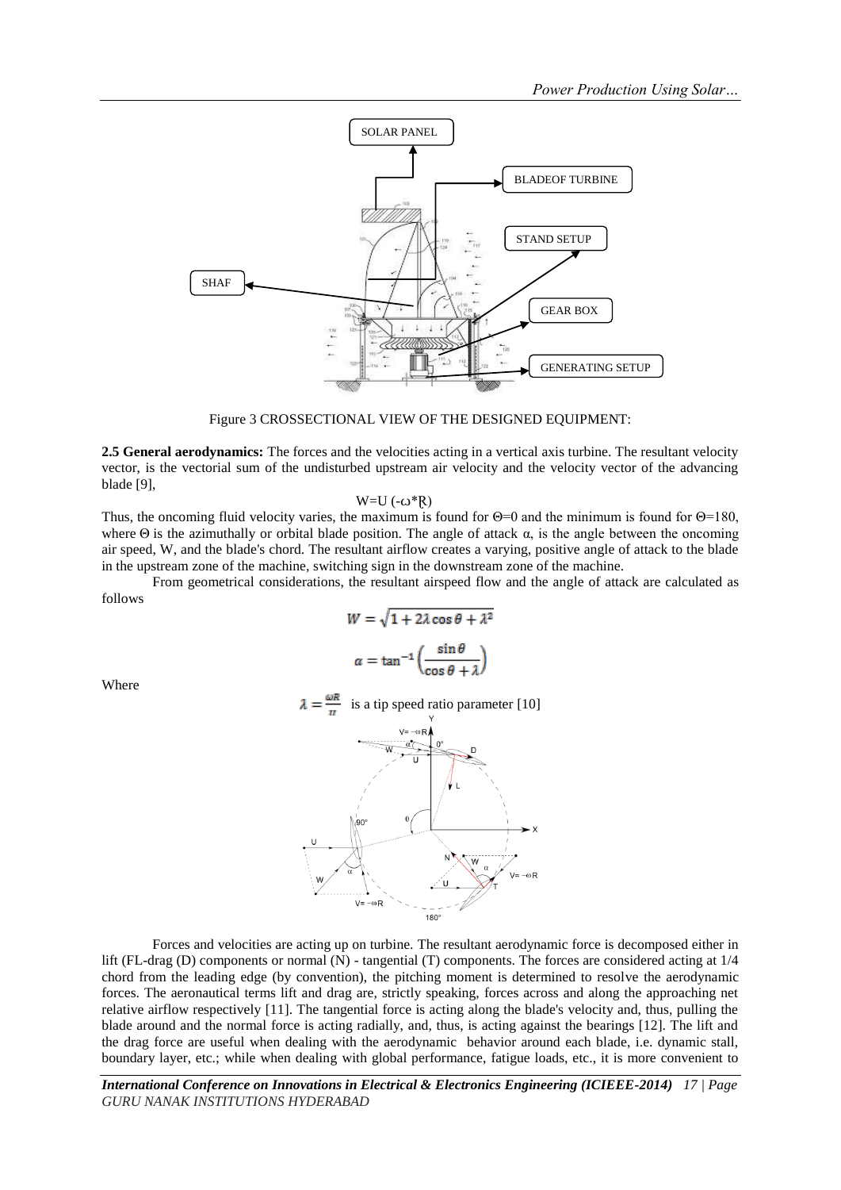Figure 3 CROSSECTIONAL VIEW OF THE DESIGNED EQUIPMENT:

**2.5 General aerodynamics:** The forces and the velocities acting in a vertical axis turbine. The resultant velocity vector, is the vectorial sum of the undisturbed upstream air velocity and the velocity vector of the advancing blade [9],

$$W=U\,(-\omega^*R)$$

Thus, the oncoming fluid velocity varies, the maximum is found for Θ=0 and the minimum is found for Θ=180, where Θ is the azimuthally or orbital blade position. The angle of attack α, is the angle between the oncoming air speed, W, and the blade's chord. The resultant airflow creates a varying, positive angle of attack to the blade in the upstream zone of the machine, switching sign in the downstream zone of the machine.

From geometrical considerations, the resultant airspeed flow and the angle of attack are calculated as follows

$$W = \sqrt{1 + 2\lambda\cos\theta + \lambda^2}$$

$$\alpha = \tan^{-1}\left(\frac{\sin\theta}{\cos\theta + \lambda}\right)$$

Where

$\lambda = \frac{\omega R}{u}$ is a tip speed ratio parameter [10]

Forces and velocities are acting up on turbine. The resultant aerodynamic force is decomposed either in lift (FL-drag (D) components or normal (N) - tangential (T) components. The forces are considered acting at 1/4 chord from the leading edge (by convention), the pitching moment is determined to resolve the aerodynamic forces. The aeronautical terms lift and drag are, strictly speaking, forces across and along the approaching net relative airflow respectively [11]. The tangential force is acting along the blade's velocity and, thus, pulling the blade around and the normal force is acting radially, and, thus, is acting against the bearings [12]. The lift and the drag force are useful when dealing with the aerodynamic behavior around each blade, i.e. dynamic stall, boundary layer, etc.; while when dealing with global performance, fatigue loads, etc., it is more convenient to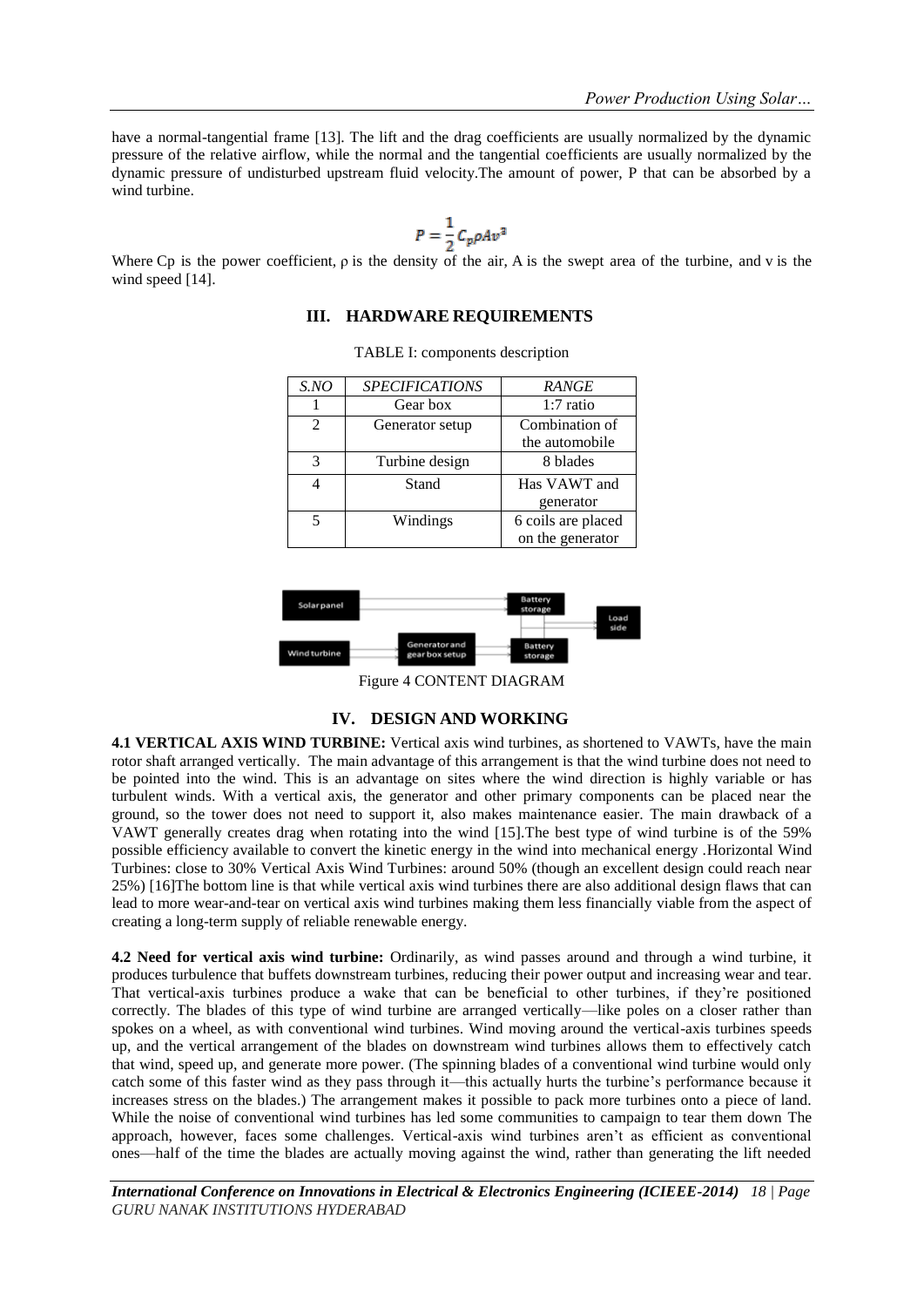have a normal-tangential frame [13]. The lift and the drag coefficients are usually normalized by the dynamic pressure of the relative airflow, while the normal and the tangential coefficients are usually normalized by the dynamic pressure of undisturbed upstream fluid velocity.The amount of power, P that can be absorbed by a wind turbine.

$$P = \frac{1}{2} C_p \rho A v^3$$

Where Cp is the power coefficient, ρ is the density of the air, A is the swept area of the turbine, and v is the wind speed [14].

## III. HARDWARE REQUIREMENTS

TABLE I: components description

| S.NO | SPECIFICATIONS | RANGE |
|---|---|---|
| 1 | Gear box | 1:7 ratio |
| 2 | Generator setup | Combination of the automobile |
| 3 | Turbine design | 8 blades |
| 4 | Stand | Has VAWT and generator |
| 5 | Windings | 6 coils are placed on the generator |

Figure 4 CONTENT DIAGRAM

## IV. DESIGN AND WORKING

**4.1 VERTICAL AXIS WIND TURBINE:** Vertical axis wind turbines, as shortened to VAWTs, have the main rotor shaft arranged vertically. The main advantage of this arrangement is that the wind turbine does not need to be pointed into the wind. This is an advantage on sites where the wind direction is highly variable or has turbulent winds. With a vertical axis, the generator and other primary components can be placed near the ground, so the tower does not need to support it, also makes maintenance easier. The main drawback of a VAWT generally creates drag when rotating into the wind [15].The best type of wind turbine is of the 59% possible efficiency available to convert the kinetic energy in the wind into mechanical energy .Horizontal Wind Turbines: close to 30% Vertical Axis Wind Turbines: around 50% (though an excellent design could reach near 25%) [16]The bottom line is that while vertical axis wind turbines there are also additional design flaws that can lead to more wear-and-tear on vertical axis wind turbines making them less financially viable from the aspect of creating a long-term supply of reliable renewable energy.

**4.2 Need for vertical axis wind turbine:** Ordinarily, as wind passes around and through a wind turbine, it produces turbulence that buffets downstream turbines, reducing their power output and increasing wear and tear. That vertical-axis turbines produce a wake that can be beneficial to other turbines, if they're positioned correctly. The blades of this type of wind turbine are arranged vertically—like poles on a closer rather than spokes on a wheel, as with conventional wind turbines. Wind moving around the vertical-axis turbines speeds up, and the vertical arrangement of the blades on downstream wind turbines allows them to effectively catch that wind, speed up, and generate more power. (The spinning blades of a conventional wind turbine would only catch some of this faster wind as they pass through it—this actually hurts the turbine's performance because it increases stress on the blades.) The arrangement makes it possible to pack more turbines onto a piece of land. While the noise of conventional wind turbines has led some communities to campaign to tear them down The approach, however, faces some challenges. Vertical-axis wind turbines aren't as efficient as conventional ones—half of the time the blades are actually moving against the wind, rather than generating the lift needed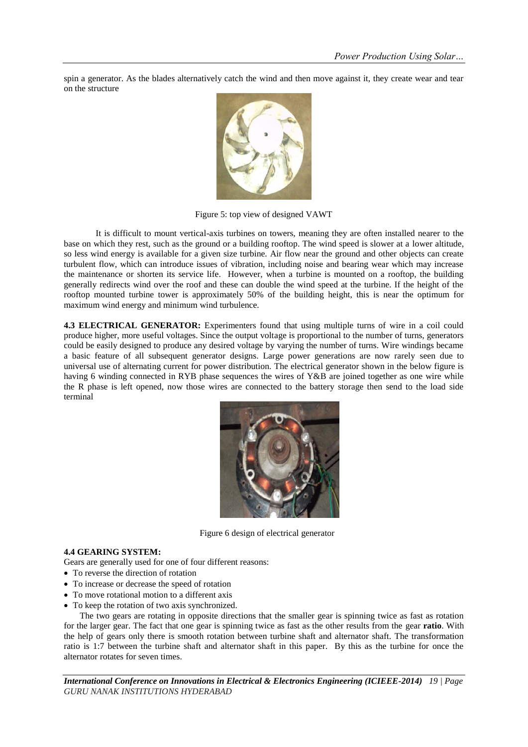spin a generator. As the blades alternatively catch the wind and then move against it, they create wear and tear on the structure

Figure 5: top view of designed VAWT

It is difficult to mount vertical-axis turbines on towers, meaning they are often installed nearer to the base on which they rest, such as the ground or a building rooftop. The wind speed is slower at a lower altitude, so less wind energy is available for a given size turbine. Air flow near the ground and other objects can create turbulent flow, which can introduce issues of vibration, including noise and bearing wear which may increase the maintenance or shorten its service life. However, when a turbine is mounted on a rooftop, the building generally redirects wind over the roof and these can double the wind speed at the turbine. If the height of the rooftop mounted turbine tower is approximately 50% of the building height, this is near the optimum for maximum wind energy and minimum wind turbulence.

**4.3 ELECTRICAL GENERATOR:** Experimenters found that using multiple turns of wire in a coil could produce higher, more useful voltages. Since the output voltage is proportional to the number of turns, generators could be easily designed to produce any desired voltage by varying the number of turns. Wire windings became a basic feature of all subsequent generator designs. Large power generations are now rarely seen due to universal use of alternating current for power distribution. The electrical generator shown in the below figure is having 6 winding connected in RYB phase sequences the wires of Y&B are joined together as one wire while the R phase is left opened, now those wires are connected to the battery storage then send to the load side terminal

Figure 6 design of electrical generator

**4.4 GEARING SYSTEM:**

Gears are generally used for one of four different reasons:

- To reverse the direction of rotation
- To increase or decrease the speed of rotation
- To move rotational motion to a different axis
- To keep the rotation of two axis synchronized.

The two gears are rotating in opposite directions that the smaller gear is spinning twice as fast as rotation for the larger gear. The fact that one gear is spinning twice as fast as the other results from the gear **ratio**. With the help of gears only there is smooth rotation between turbine shaft and alternator shaft. The transformation ratio is 1:7 between the turbine shaft and alternator shaft in this paper. By this as the turbine for once the alternator rotates for seven times.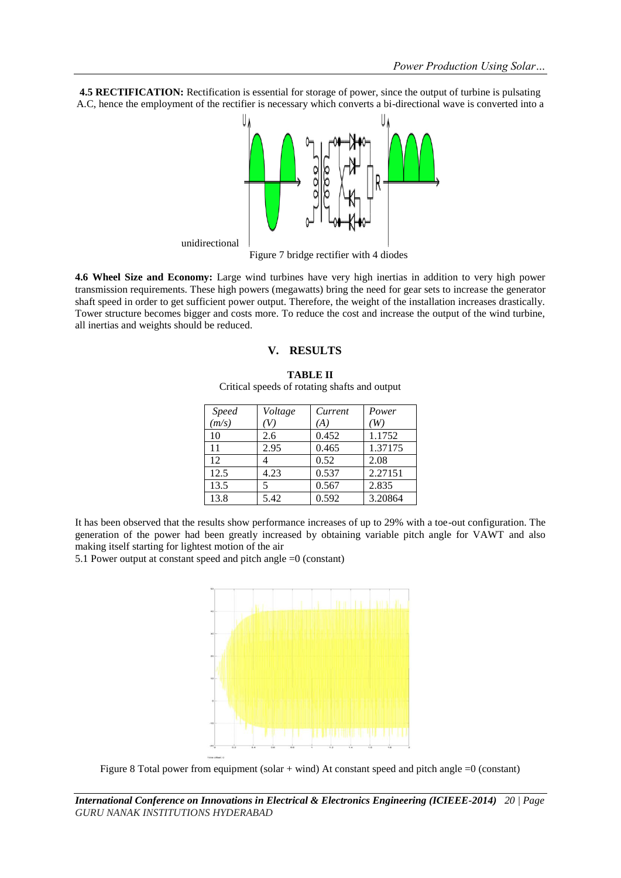**4.5 RECTIFICATION:** Rectification is essential for storage of power, since the output of turbine is pulsating A.C, hence the employment of the rectifier is necessary which converts a bi-directional wave is converted into a unidirectional

Figure 7 bridge rectifier with 4 diodes

**4.6 Wheel Size and Economy:** Large wind turbines have very high inertias in addition to very high power transmission requirements. These high powers (megawatts) bring the need for gear sets to increase the generator shaft speed in order to get sufficient power output. Therefore, the weight of the installation increases drastically. Tower structure becomes bigger and costs more. To reduce the cost and increase the output of the wind turbine, all inertias and weights should be reduced.

## V. RESULTS

**TABLE II**

Critical speeds of rotating shafts and output

| *Speed (m/s)* | *Voltage (V)* | *Current (A)* | *Power (W)* |
|---|---|---|---|
| 10 | 2.6 | 0.452 | 1.1752 |
| 11 | 2.95 | 0.465 | 1.37175 |
| 12 | 4 | 0.52 | 2.08 |
| 12.5 | 4.23 | 0.537 | 2.27151 |
| 13.5 | 5 | 0.567 | 2.835 |
| 13.8 | 5.42 | 0.592 | 3.20864 |

It has been observed that the results show performance increases of up to 29% with a toe-out configuration. The generation of the power had been greatly increased by obtaining variable pitch angle for VAWT and also making itself starting for lightest motion of the air

5.1 Power output at constant speed and pitch angle =0 (constant)

Figure 8 Total power from equipment (solar + wind) At constant speed and pitch angle =0 (constant)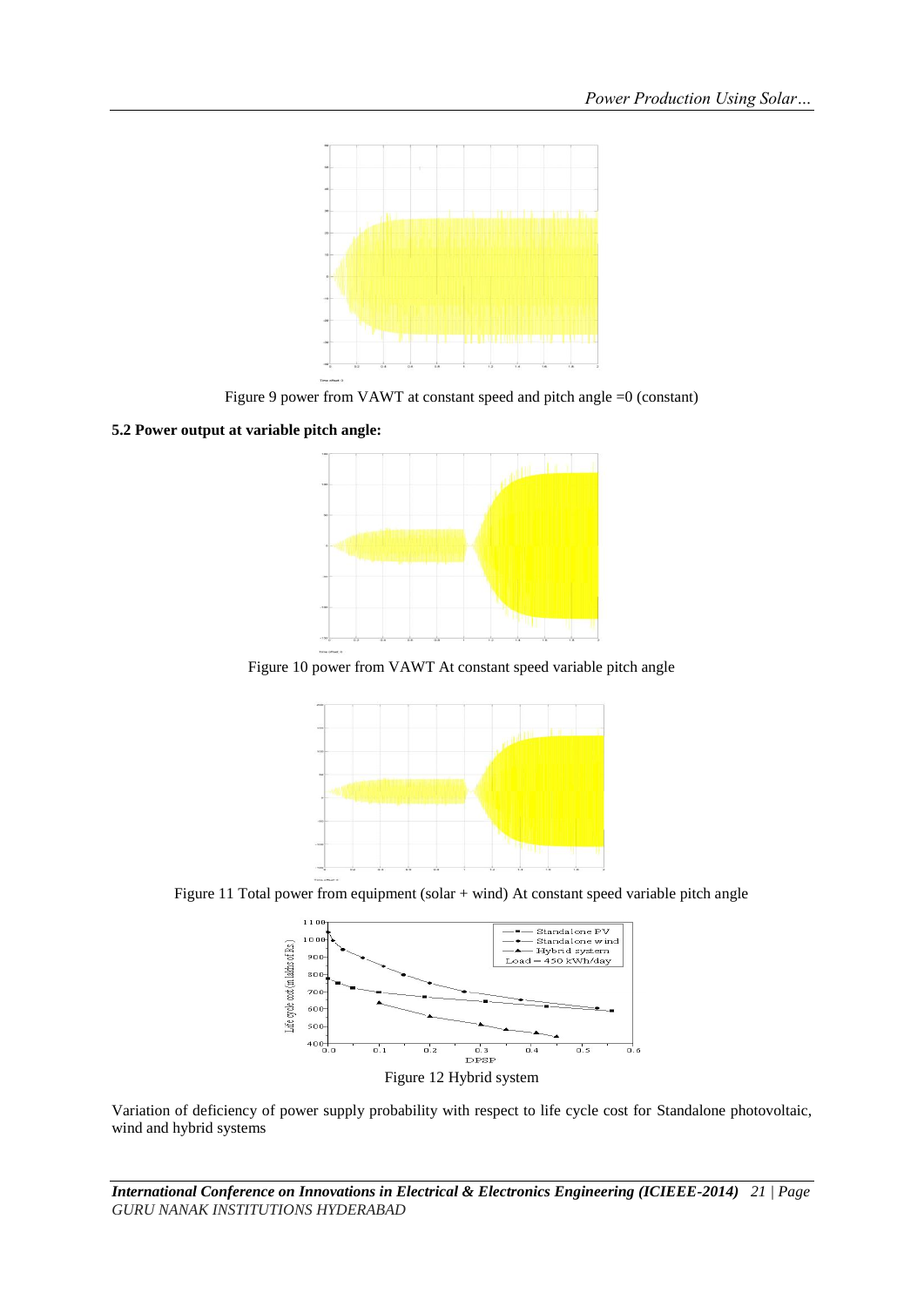Figure 9 power from VAWT at constant speed and pitch angle =0 (constant)

**5.2 Power output at variable pitch angle:**

Figure 10 power from VAWT At constant speed variable pitch angle

Figure 11 Total power from equipment (solar + wind) At constant speed variable pitch angle

Figure 12 Hybrid system

Variation of deficiency of power supply probability with respect to life cycle cost for Standalone photovoltaic, wind and hybrid systems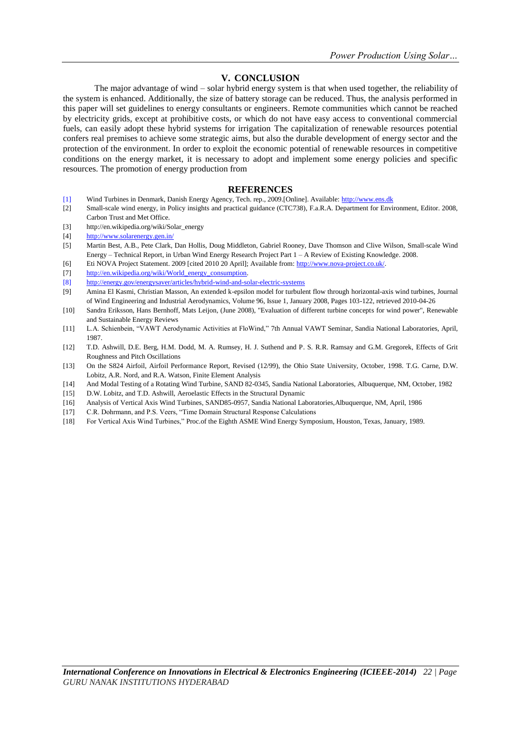## V. CONCLUSION

The major advantage of wind – solar hybrid energy system is that when used together, the reliability of the system is enhanced. Additionally, the size of battery storage can be reduced. Thus, the analysis performed in this paper will set guidelines to energy consultants or engineers. Remote communities which cannot be reached by electricity grids, except at prohibitive costs, or which do not have easy access to conventional commercial fuels, can easily adopt these hybrid systems for irrigation The capitalization of renewable resources potential confers real premises to achieve some strategic aims, but also the durable development of energy sector and the protection of the environment. In order to exploit the economic potential of renewable resources in competitive conditions on the energy market, it is necessary to adopt and implement some energy policies and specific resources. The promotion of energy production from

## REFERENCES

[1] Wind Turbines in Denmark, Danish Energy Agency, Tech. rep., 2009.[Online]. Available: http://www.ens.dk

[2] Small-scale wind energy, in Policy insights and practical guidance (CTC738), F.a.R.A. Department for Environment, Editor. 2008, Carbon Trust and Met Office.

[3] http://en.wikipedia.org/wiki/Solar_energy

[4] http://www.solarenergy.gen.in/

[5] Martin Best, A.B., Pete Clark, Dan Hollis, Doug Middleton, Gabriel Rooney, Dave Thomson and Clive Wilson, Small-scale Wind Energy – Technical Report, in Urban Wind Energy Research Project Part 1 – A Review of Existing Knowledge. 2008.

[6] Eti NOVA Project Statement. 2009 [cited 2010 20 April]; Available from: http://www.nova-project.co.uk/.

[7] http://en.wikipedia.org/wiki/World_energy_consumption.

[8] http://energy.gov/energysaver/articles/hybrid-wind-and-solar-electric-systems

[9] Amina El Kasmi, Christian Masson, An extended k-epsilon model for turbulent flow through horizontal-axis wind turbines, Journal of Wind Engineering and Industrial Aerodynamics, Volume 96, Issue 1, January 2008, Pages 103-122, retrieved 2010-04-26

[10] Sandra Eriksson, Hans Bernhoff, Mats Leijon, (June 2008), "Evaluation of different turbine concepts for wind power", Renewable and Sustainable Energy Reviews

[11] L.A. Schienbein, "VAWT Aerodynamic Activities at FloWind," 7th Annual VAWT Seminar, Sandia National Laboratories, April, 1987.

[12] T.D. Ashwill, D.E. Berg, H.M. Dodd, M. A. Rumsey, H. J. Suthend and P. S. R.R. Ramsay and G.M. Gregorek, Effects of Grit Roughness and Pitch Oscillations

[13] On the S824 Airfoil, Airfoil Performance Report, Revised (12/99), the Ohio State University, October, 1998. T.G. Carne, D.W. Lobitz, A.R. Nord, and R.A. Watson, Finite Element Analysis

[14] And Modal Testing of a Rotating Wind Turbine, SAND 82-0345, Sandia National Laboratories, Albuquerque, NM, October, 1982

[15] D.W. Lobitz, and T.D. Ashwill, Aeroelastic Effects in the Structural Dynamic

[16] Analysis of Vertical Axis Wind Turbines, SAND85-0957, Sandia National Laboratories,Albuquerque, NM, April, 1986

[17] C.R. Dohrmann, and P.S. Veers, "Time Domain Structural Response Calculations

[18] For Vertical Axis Wind Turbines," Proc.of the Eighth ASME Wind Energy Symposium, Houston, Texas, January, 1989.